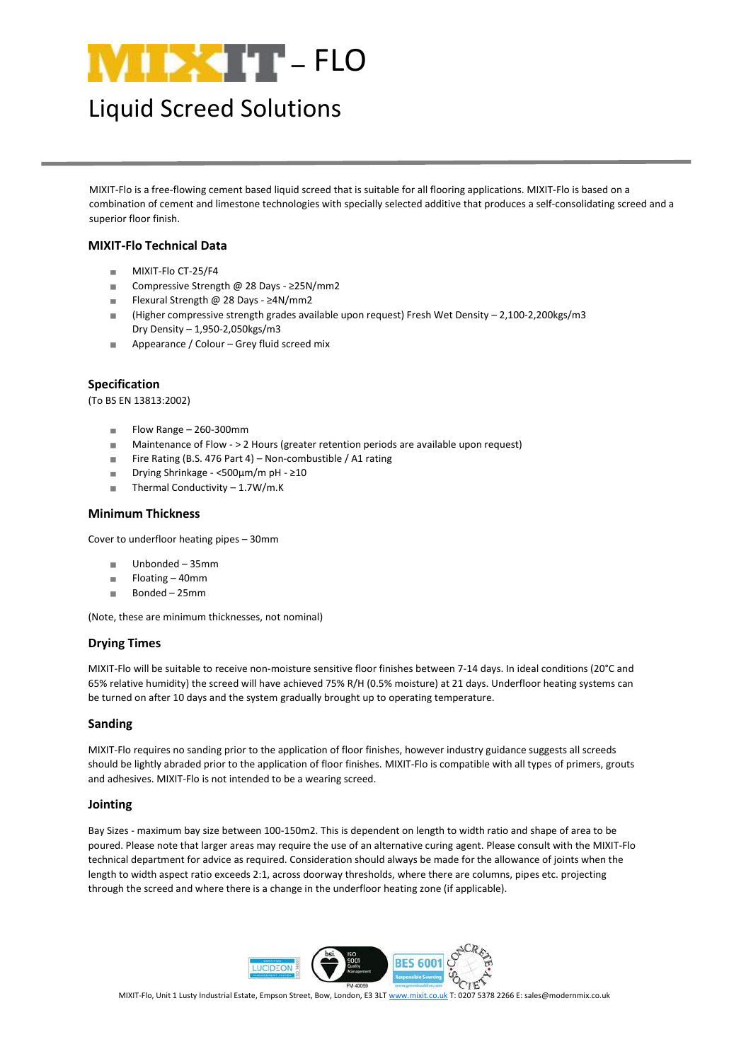# MIXIT – FLO

## Liquid Screed Solutions

MIXIT-Flo is a free-flowing cement based liquid screed that is suitable for all flooring applications. MIXIT-Flo is based on a combination of cement and limestone technologies with specially selected additive that produces a self-consolidating screed and a superior floor finish.

### MIXIT-Flo Technical Data

- MIXIT-Flo CT-25/F4
- Compressive Strength @ 28 Days - ≥25N/mm2
- Flexural Strength @ 28 Days - ≥4N/mm2
- (Higher compressive strength grades available upon request) Fresh Wet Density – 2,100-2,200kgs/m3 Dry Density – 1,950-2,050kgs/m3
- Appearance / Colour – Grey fluid screed mix

### Specification

(To BS EN 13813:2002)

- Flow Range – 260-300mm
- Maintenance of Flow - > 2 Hours (greater retention periods are available upon request)
- Fire Rating (B.S. 476 Part 4) – Non-combustible / A1 rating
- Drying Shrinkage - <500µm/m pH - ≥10
- Thermal Conductivity – 1.7W/m.K

### Minimum Thickness

Cover to underfloor heating pipes – 30mm

- Unbonded – 35mm
- Floating – 40mm
- Bonded – 25mm

(Note, these are minimum thicknesses, not nominal)

### Drying Times

MIXIT-Flo will be suitable to receive non-moisture sensitive floor finishes between 7-14 days. In ideal conditions (20°C and 65% relative humidity) the screed will have achieved 75% R/H (0.5% moisture) at 21 days. Underfloor heating systems can be turned on after 10 days and the system gradually brought up to operating temperature.

### Sanding

MIXIT-Flo requires no sanding prior to the application of floor finishes, however industry guidance suggests all screeds should be lightly abraded prior to the application of floor finishes. MIXIT-Flo is compatible with all types of primers, grouts and adhesives. MIXIT-Flo is not intended to be a wearing screed.

### Jointing

Bay Sizes - maximum bay size between 100-150m2. This is dependent on length to width ratio and shape of area to be poured. Please note that larger areas may require the use of an alternative curing agent. Please consult with the MIXIT-Flo technical department for advice as required. Consideration should always be made for the allowance of joints when the length to width aspect ratio exceeds 2:1, across doorway thresholds, where there are columns, pipes etc. projecting through the screed and where there is a change in the underfloor heating zone (if applicable).

MIXIT-Flo, Unit 1 Lusty Industrial Estate, Empson Street, Bow, London, E3 3LT www.mixit.co.uk T: 0207 5378 2266 E: sales@modernmix.co.uk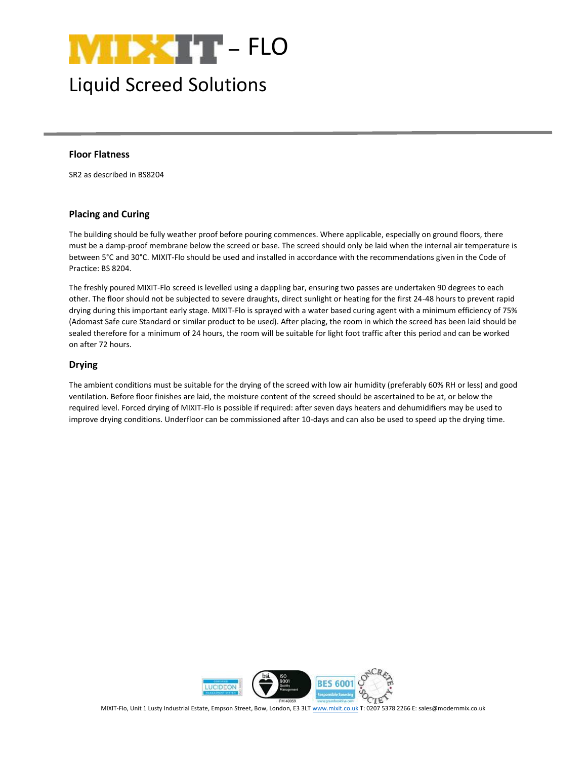# MIXIT – FLO

## Liquid Screed Solutions

### Floor Flatness

SR2 as described in BS8204

### Placing and Curing

The building should be fully weather proof before pouring commences. Where applicable, especially on ground floors, there must be a damp-proof membrane below the screed or base. The screed should only be laid when the internal air temperature is between 5°C and 30°C. MIXIT-Flo should be used and installed in accordance with the recommendations given in the Code of Practice: BS 8204.

The freshly poured MIXIT-Flo screed is levelled using a dappling bar, ensuring two passes are undertaken 90 degrees to each other. The floor should not be subjected to severe draughts, direct sunlight or heating for the first 24-48 hours to prevent rapid drying during this important early stage. MIXIT-Flo is sprayed with a water based curing agent with a minimum efficiency of 75% (Adomast Safe cure Standard or similar product to be used). After placing, the room in which the screed has been laid should be sealed therefore for a minimum of 24 hours, the room will be suitable for light foot traffic after this period and can be worked on after 72 hours.

### Drying

The ambient conditions must be suitable for the drying of the screed with low air humidity (preferably 60% RH or less) and good ventilation. Before floor finishes are laid, the moisture content of the screed should be ascertained to be at, or below the required level. Forced drying of MIXIT-Flo is possible if required: after seven days heaters and dehumidifiers may be used to improve drying conditions. Underfloor can be commissioned after 10-days and can also be used to speed up the drying time.

MIXIT-Flo, Unit 1 Lusty Industrial Estate, Empson Street, Bow, London, E3 3LT www.mixit.co.uk T: 0207 5378 2266 E: sales@modernmix.co.uk